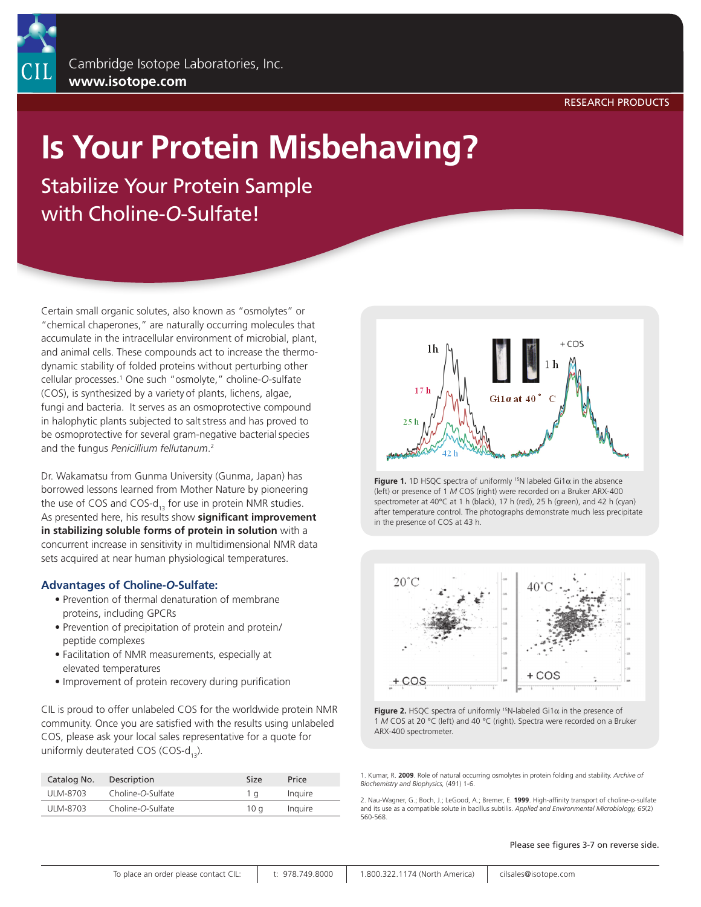# Is Your Protein Misbehaving?

## Stabilize Your Protein Sample with Choline-*O*-Sulfate!

Certain small organic solutes, also known as "osmolytes" or "chemical chaperones," are naturally occurring molecules that accumulate in the intracellular environment of microbial, plant, and animal cells. These compounds act to increase the thermodynamic stability of folded proteins without perturbing other cellular processes.[1] One such "osmolyte," choline-*O*-sulfate (COS), is synthesized by a variety of plants, lichens, algae, fungi and bacteria. It serves as an osmoprotective compound in halophytic plants subjected to salt stress and has proved to be osmoprotective for several gram-negative bacterial species and the fungus *Penicillium fellutanum*.[2]

Dr. Wakamatsu from Gunma University (Gunma, Japan) has borrowed lessons learned from Mother Nature by pioneering the use of COS and COS-$d_{13}$ for use in protein NMR studies. As presented here, his results show **significant improvement in stabilizing soluble forms of protein in solution** with a concurrent increase in sensitivity in multidimensional NMR data sets acquired at near human physiological temperatures.

### Advantages of Choline-*O*-Sulfate:

- Prevention of thermal denaturation of membrane proteins, including GPCRs
- Prevention of precipitation of protein and protein/peptide complexes
- Facilitation of NMR measurements, especially at elevated temperatures
- Improvement of protein recovery during purification

CIL is proud to offer unlabeled COS for the worldwide protein NMR community. Once you are satisfied with the results using unlabeled COS, please ask your local sales representative for a quote for uniformly deuterated COS (COS-$d_{13}$).

| Catalog No. | Description | Size | Price |
|---|---|---|---|
| ULM-8703 | Choline-*O*-Sulfate | 1 g | Inquire |
| ULM-8703 | Choline-*O*-Sulfate | 10 g | Inquire |

**Figure 1.** 1D HSQC spectra of uniformly $^{15}$N labeled Gi1α in the absence (left) or presence of 1 *M* COS (right) were recorded on a Bruker ARX-400 spectrometer at 40°C at 1 h (black), 17 h (red), 25 h (green), and 42 h (cyan) after temperature control. The photographs demonstrate much less precipitate in the presence of COS at 43 h.

**Figure 2.** HSQC spectra of uniformly $^{15}$N-labeled Gi1α in the presence of 1 *M* COS at 20 °C (left) and 40 °C (right). Spectra were recorded on a Bruker ARX-400 spectrometer.

1. Kumar, R. **2009**. Role of natural occurring osmolytes in protein folding and stability. *Archive of Biochemistry and Biophysics,* (491) 1-6.

2. Nau-Wagner, G.; Boch, J.; LeGood, A.; Bremer, E. **1999**. High-affinity transport of choline-o-sulfate and its use as a compatible solute in bacillus subtilis. *Applied and Environmental Microbiology, 65*(2) 560-568.

Please see figures 3-7 on reverse side.

To place an order please contact CIL: | t: 978.749.8000 | 1.800.322.1174 (North America) | cilsales@isotope.com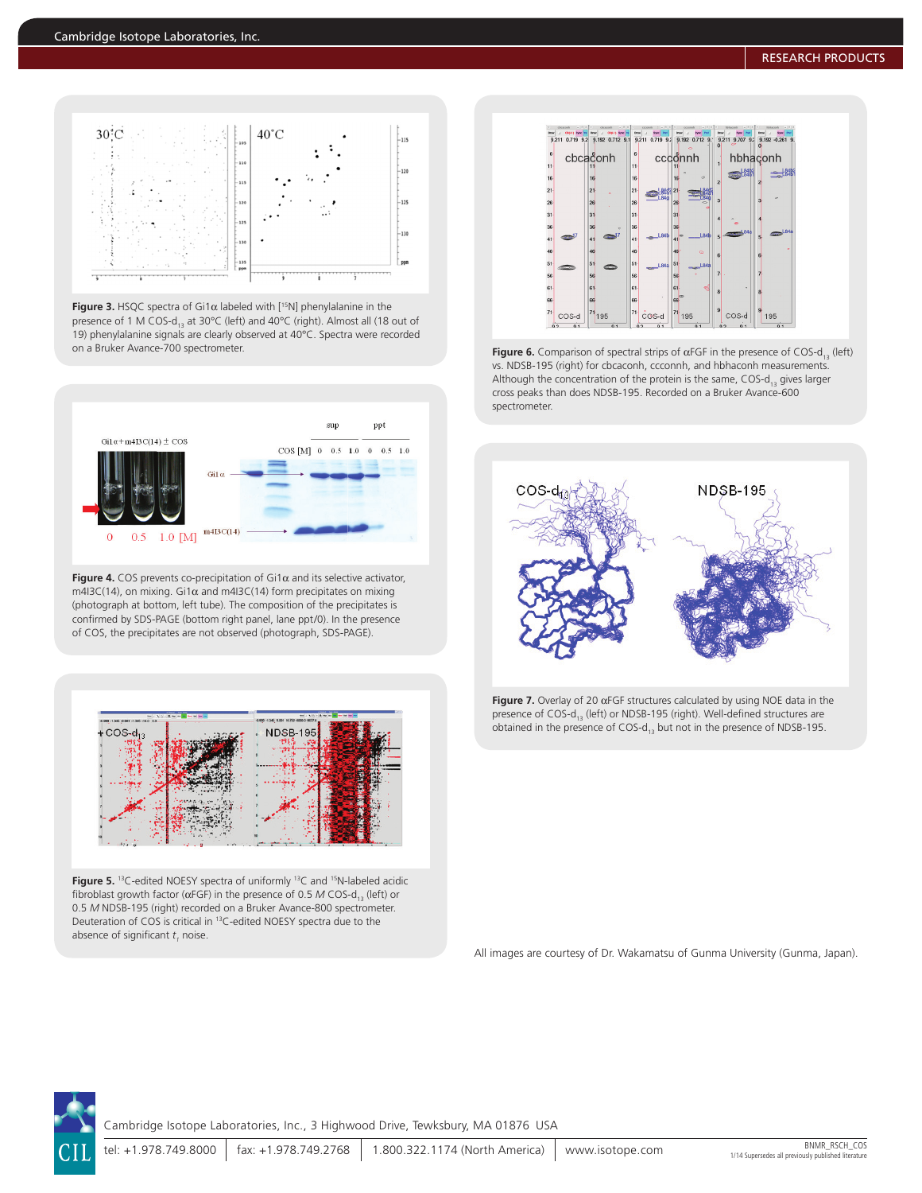**Figure 3.** HSQC spectra of Gi1α labeled with [$^{15}$N] phenylalanine in the presence of 1 M COS-$d_{13}$ at 30°C (left) and 40°C (right). Almost all (18 out of 19) phenylalanine signals are clearly observed at 40°C. Spectra were recorded on a Bruker Avance-700 spectrometer.

**Figure 4.** COS prevents co-precipitation of Gi1α and its selective activator, m4I3C(14), on mixing. Gi1α and m4I3C(14) form precipitates on mixing (photograph at bottom, left tube). The composition of the precipitates is confirmed by SDS-PAGE (bottom right panel, lane ppt/0). In the presence of COS, the precipitates are not observed (photograph, SDS-PAGE).

**Figure 5.** $^{13}$C-edited NOESY spectra of uniformly $^{13}$C and $^{15}$N-labeled acidic fibroblast growth factor (αFGF) in the presence of 0.5 *M* COS-$d_{13}$ (left) or 0.5 *M* NDSB-195 (right) recorded on a Bruker Avance-800 spectrometer. Deuteration of COS is critical in $^{13}$C-edited NOESY spectra due to the absence of significant $t_1$ noise.

**Figure 6.** Comparison of spectral strips of αFGF in the presence of COS-$d_{13}$ (left) vs. NDSB-195 (right) for cbcaconh, ccconnh, and hbhaconh measurements. Although the concentration of the protein is the same, COS-$d_{13}$ gives larger cross peaks than does NDSB-195. Recorded on a Bruker Avance-600 spectrometer.

**Figure 7.** Overlay of 20 αFGF structures calculated by using NOE data in the presence of COS-$d_{13}$ (left) or NDSB-195 (right). Well-defined structures are obtained in the presence of COS-$d_{13}$ but not in the presence of NDSB-195.

All images are courtesy of Dr. Wakamatsu of Gunma University (Gunma, Japan).

Cambridge Isotope Laboratories, Inc., 3 Highwood Drive, Tewksbury, MA 01876 USA

tel: +1.978.749.8000 | fax: +1.978.749.2768 | 1.800.322.1174 (North America) | www.isotope.com

BNMR_RSCH_COS
1/14 Supersedes all previously published literature